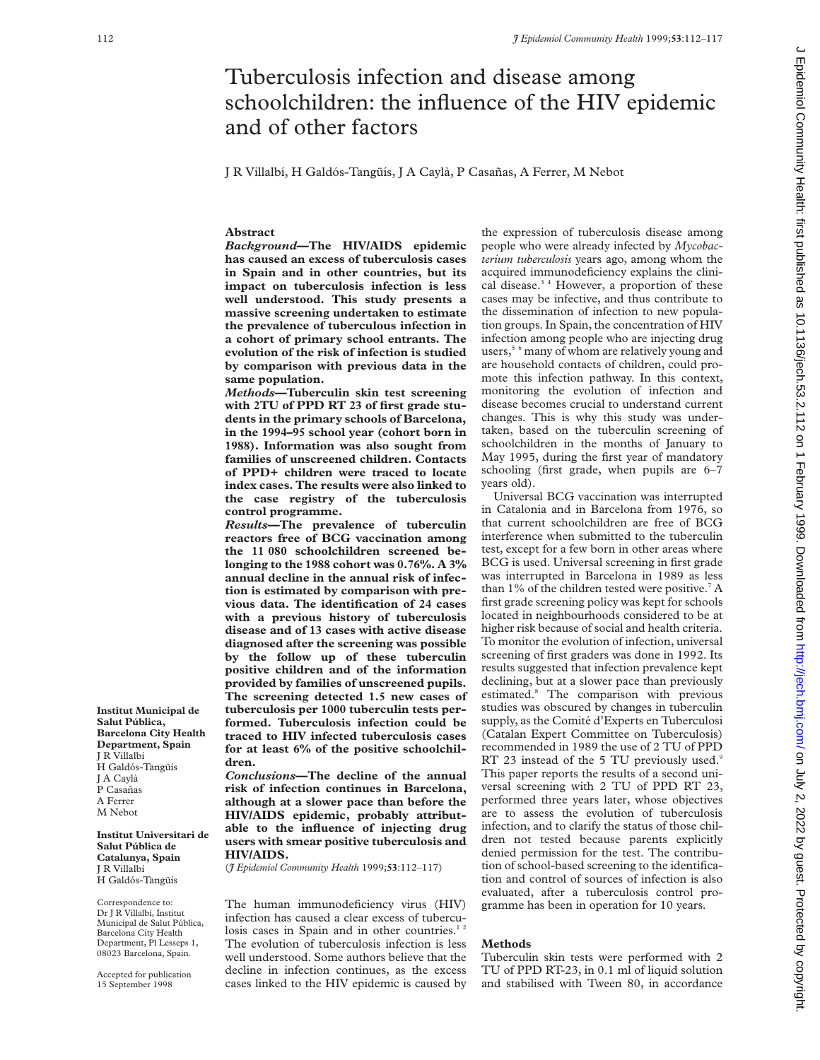# Tuberculosis infection and disease among schoolchildren: the influence of the HIV epidemic and of other factors

J R Villalbí, H Galdós-Tangüís, J A Caylà, P Casañas, A Ferrer, M Nebot

**Institut Municipal de Salut Pública, Barcelona City Health Department, Spain**
J R Villalbí
H Galdós-Tangüís
J A Caylà
P Casañas
A Ferrer
M Nebot

**Institut Universitari de Salut Pública de Catalunya, Spain**
J R Villalbí
H Galdós-Tangüís

Correspondence to: Dr J R Villalbí, Institut Municipal de Salut Pública, Barcelona City Health Department, Pl Lesseps 1, 08023 Barcelona, Spain.

Accepted for publication 15 September 1998

## Abstract

***Background*—The HIV/AIDS epidemic has caused an excess of tuberculosis cases in Spain and in other countries, but its impact on tuberculosis infection is less well understood. This study presents a massive screening undertaken to estimate the prevalence of tuberculous infection in a cohort of primary school entrants. The evolution of the risk of infection is studied by comparison with previous data in the same population.**

***Methods*—Tuberculin skin test screening with 2TU of PPD RT 23 of first grade students in the primary schools of Barcelona, in the 1994–95 school year (cohort born in 1988). Information was also sought from families of unscreened children. Contacts of PPD+ children were traced to locate index cases. The results were also linked to the case registry of the tuberculosis control programme.**

***Results*—The prevalence of tuberculin reactors free of BCG vaccination among the 11 080 schoolchildren screened belonging to the 1988 cohort was 0.76%. A 3% annual decline in the annual risk of infection is estimated by comparison with previous data. The identification of 24 cases with a previous history of tuberculosis disease and of 13 cases with active disease diagnosed after the screening was possible by the follow up of these tuberculin positive children and of the information provided by families of unscreened pupils. The screening detected 1.5 new cases of tuberculosis per 1000 tuberculin tests performed. Tuberculosis infection could be traced to HIV infected tuberculosis cases for at least 6% of the positive schoolchildren.**

***Conclusions*—The decline of the annual risk of infection continues in Barcelona, although at a slower pace than before the HIV/AIDS epidemic, probably attributable to the influence of injecting drug users with smear positive tuberculosis and HIV/AIDS.**

(*J Epidemiol Community Health* 1999;**53**:112–117)

The human immunodeficiency virus (HIV) infection has caused a clear excess of tuberculosis cases in Spain and in other countries.[1 2] The evolution of tuberculosis infection is less well understood. Some authors believe that the decline in infection continues, as the excess cases linked to the HIV epidemic is caused by the expression of tuberculosis disease among people who were already infected by *Mycobacterium tuberculosis* years ago, among whom the acquired immunodeficiency explains the clinical disease.[3 4] However, a proportion of these cases may be infective, and thus contribute to the dissemination of infection to new population groups. In Spain, the concentration of HIV infection among people who are injecting drug users,[5 6] many of whom are relatively young and are household contacts of children, could promote this infection pathway. In this context, monitoring the evolution of infection and disease becomes crucial to understand current changes. This is why this study was undertaken, based on the tuberculin screening of schoolchildren in the months of January to May 1995, during the first year of mandatory schooling (first grade, when pupils are 6–7 years old).

Universal BCG vaccination was interrupted in Catalonia and in Barcelona from 1976, so that current schoolchildren are free of BCG interference when submitted to the tuberculin test, except for a few born in other areas where BCG is used. Universal screening in first grade was interrupted in Barcelona in 1989 as less than 1% of the children tested were positive.[7] A first grade screening policy was kept for schools located in neighbourhoods considered to be at higher risk because of social and health criteria. To monitor the evolution of infection, universal screening of first graders was done in 1992. Its results suggested that infection prevalence kept declining, but at a slower pace than previously estimated.[8] The comparison with previous studies was obscured by changes in tuberculin supply, as the Comité d'Experts en Tuberculosi (Catalan Expert Committee on Tuberculosis) recommended in 1989 the use of 2 TU of PPD RT 23 instead of the 5 TU previously used.[9] This paper reports the results of a second universal screening with 2 TU of PPD RT 23, performed three years later, whose objectives are to assess the evolution of tuberculosis infection, and to clarify the status of those children not tested because parents explicitly denied permission for the test. The contribution of school-based screening to the identification and control of sources of infection is also evaluated, after a tuberculosis control programme has been in operation for 10 years.

## Methods

Tuberculin skin tests were performed with 2 TU of PPD RT-23, in 0.1 ml of liquid solution and stabilised with Tween 80, in accordance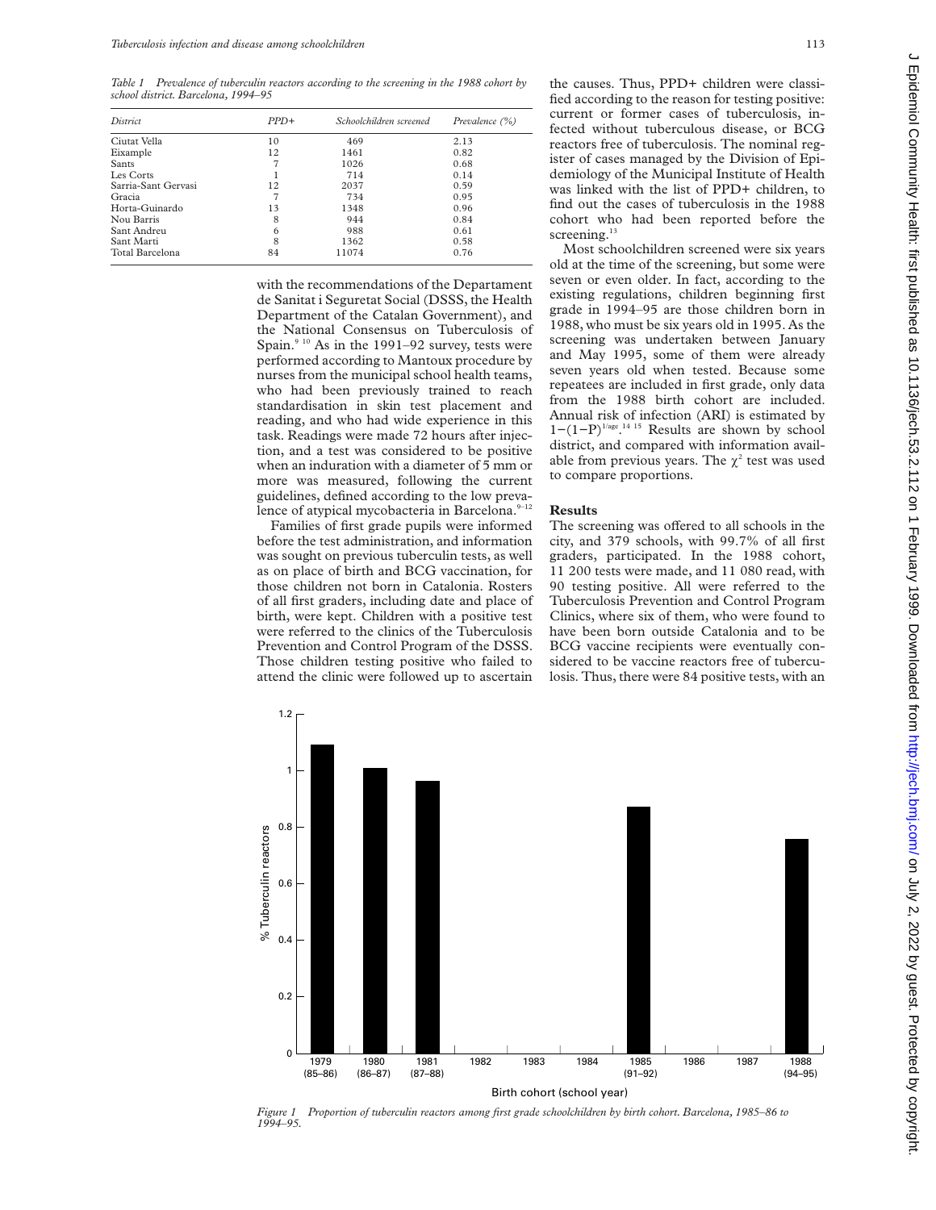*Table 1 Prevalence of tuberculin reactors according to the screening in the 1988 cohort by school district. Barcelona, 1994–95*

| District | PPD+ | Schoolchildren screened | Prevalence (%) |
|---|---|---|---|
| Ciutat Vella | 10 | 469 | 2.13 |
| Eixample | 12 | 1461 | 0.82 |
| Sants | 7 | 1026 | 0.68 |
| Les Corts | 1 | 714 | 0.14 |
| Sarria-Sant Gervasi | 12 | 2037 | 0.59 |
| Gracia | 7 | 734 | 0.95 |
| Horta-Guinardo | 13 | 1348 | 0.96 |
| Nou Barris | 8 | 944 | 0.84 |
| Sant Andreu | 6 | 988 | 0.61 |
| Sant Marti | 8 | 1362 | 0.58 |
| Total Barcelona | 84 | 11074 | 0.76 |

with the recommendations of the Departament de Sanitat i Seguretat Social (DSSS, the Health Department of the Catalan Government), and the National Consensus on Tuberculosis of Spain.[9,10] As in the 1991–92 survey, tests were performed according to Mantoux procedure by nurses from the municipal school health teams, who had been previously trained to reach standardisation in skin test placement and reading, and who had wide experience in this task. Readings were made 72 hours after injection, and a test was considered to be positive when an induration with a diameter of 5 mm or more was measured, following the current guidelines, defined according to the low prevalence of atypical mycobacteria in Barcelona.[9–12]

Families of first grade pupils were informed before the test administration, and information was sought on previous tuberculin tests, as well as on place of birth and BCG vaccination, for those children not born in Catalonia. Rosters of all first graders, including date and place of birth, were kept. Children with a positive test were referred to the clinics of the Tuberculosis Prevention and Control Program of the DSSS. Those children testing positive who failed to attend the clinic were followed up to ascertain the causes. Thus, PPD+ children were classified according to the reason for testing positive: current or former cases of tuberculosis, infected without tuberculous disease, or BCG reactors free of tuberculosis. The nominal register of cases managed by the Division of Epidemiology of the Municipal Institute of Health was linked with the list of PPD+ children, to find out the cases of tuberculosis in the 1988 cohort who had been reported before the screening.[13]

Most schoolchildren screened were six years old at the time of the screening, but some were seven or even older. In fact, according to the existing regulations, children beginning first grade in 1994–95 are those children born in 1988, who must be six years old in 1995. As the screening was undertaken between January and May 1995, some of them were already seven years old when tested. Because some repeatees are included in first grade, only data from the 1988 birth cohort are included. Annual risk of infection (ARI) is estimated by $1-(1-P)^{1/age}$.[14,15] Results are shown by school district, and compared with information available from previous years. The $\chi^2$ test was used to compare proportions.

## Results

The screening was offered to all schools in the city, and 379 schools, with 99.7% of all first graders, participated. In the 1988 cohort, 11 200 tests were made, and 11 080 read, with 90 testing positive. All were referred to the Tuberculosis Prevention and Control Program Clinics, where six of them, who were found to have been born outside Catalonia and to be BCG vaccine recipients were eventually considered to be vaccine reactors free of tuberculosis. Thus, there were 84 positive tests, with an

*Figure 1 Proportion of tuberculin reactors among first grade schoolchildren by birth cohort. Barcelona, 1985–86 to 1994–95.*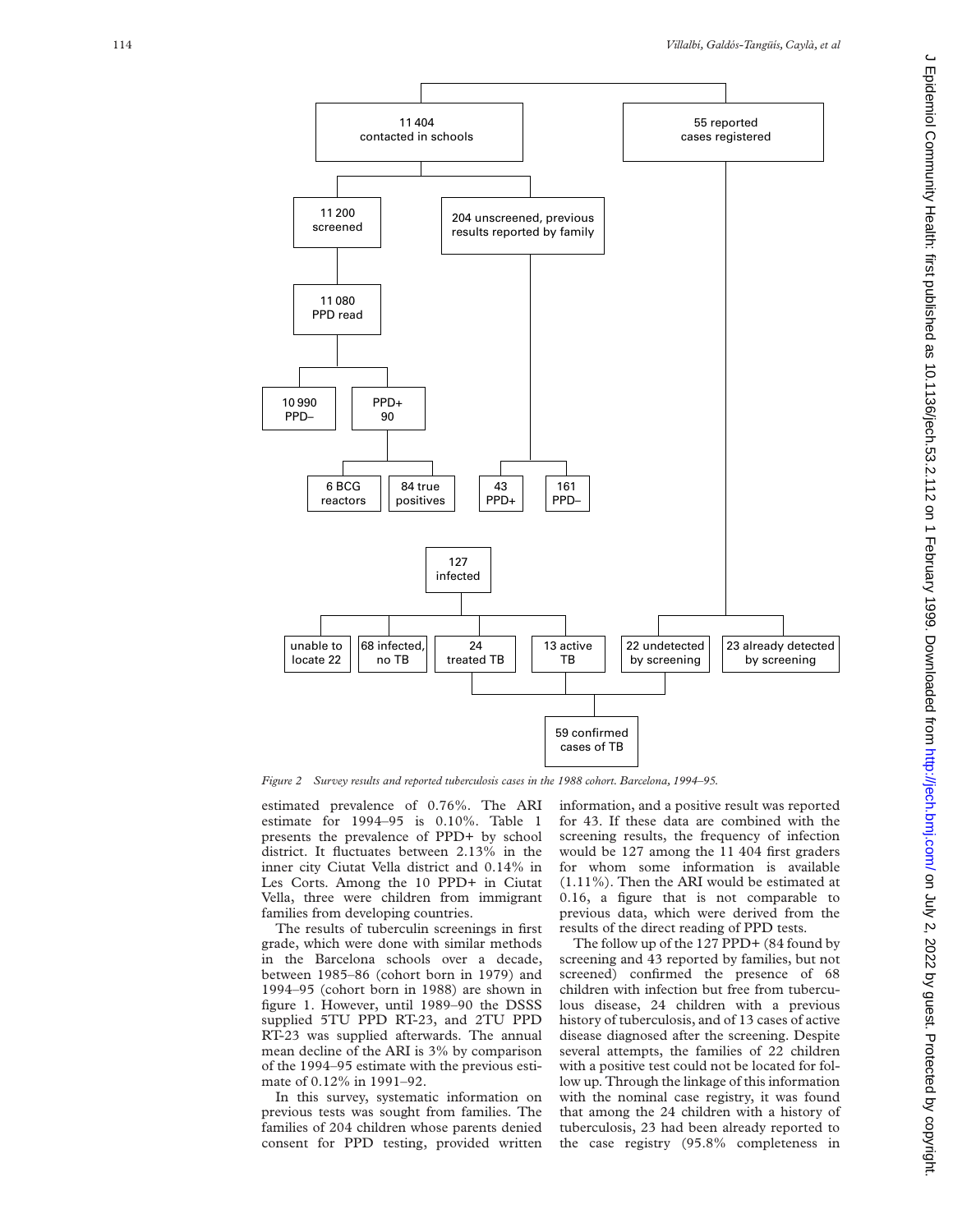Figure 2 Survey results and reported tuberculosis cases in the 1988 cohort. Barcelona, 1994–95.

estimated prevalence of 0.76%. The ARI estimate for 1994–95 is 0.10%. Table 1 presents the prevalence of PPD+ by school district. It fluctuates between 2.13% in the inner city Ciutat Vella district and 0.14% in Les Corts. Among the 10 PPD+ in Ciutat Vella, three were children from immigrant families from developing countries.

The results of tuberculin screenings in first grade, which were done with similar methods in the Barcelona schools over a decade, between 1985–86 (cohort born in 1979) and 1994–95 (cohort born in 1988) are shown in figure 1. However, until 1989–90 the DSSS supplied 5TU PPD RT-23, and 2TU PPD RT-23 was supplied afterwards. The annual mean decline of the ARI is 3% by comparison of the 1994–95 estimate with the previous estimate of 0.12% in 1991–92.

In this survey, systematic information on previous tests was sought from families. The families of 204 children whose parents denied consent for PPD testing, provided written information, and a positive result was reported for 43. If these data are combined with the screening results, the frequency of infection would be 127 among the 11 404 first graders for whom some information is available (1.11%). Then the ARI would be estimated at 0.16, a figure that is not comparable to previous data, which were derived from the results of the direct reading of PPD tests.

The follow up of the 127 PPD+ (84 found by screening and 43 reported by families, but not screened) confirmed the presence of 68 children with infection but free from tuberculous disease, 24 children with a previous history of tuberculosis, and of 13 cases of active disease diagnosed after the screening. Despite several attempts, the families of 22 children with a positive test could not be located for follow up. Through the linkage of this information with the nominal case registry, it was found that among the 24 children with a history of tuberculosis, 23 had been already reported to the case registry (95.8% completeness in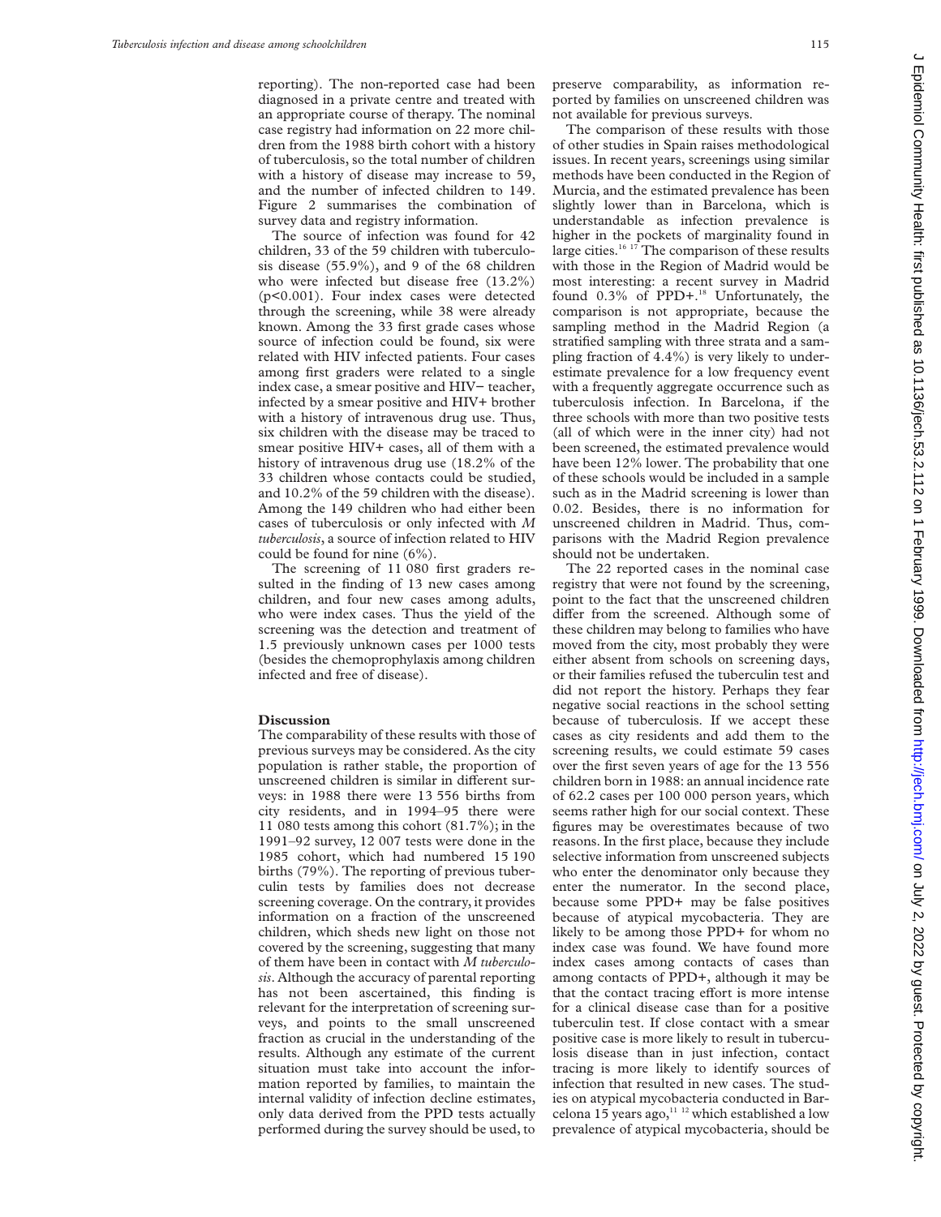reporting). The non-reported case had been diagnosed in a private centre and treated with an appropriate course of therapy. The nominal case registry had information on 22 more children from the 1988 birth cohort with a history of tuberculosis, so the total number of children with a history of disease may increase to 59, and the number of infected children to 149. Figure 2 summarises the combination of survey data and registry information.

The source of infection was found for 42 children, 33 of the 59 children with tuberculosis disease (55.9%), and 9 of the 68 children who were infected but disease free (13.2%) ($p<0.001$). Four index cases were detected through the screening, while 38 were already known. Among the 33 first grade cases whose source of infection could be found, six were related with HIV infected patients. Four cases among first graders were related to a single index case, a smear positive and HIV− teacher, infected by a smear positive and HIV+ brother with a history of intravenous drug use. Thus, six children with the disease may be traced to smear positive HIV+ cases, all of them with a history of intravenous drug use (18.2% of the 33 children whose contacts could be studied, and 10.2% of the 59 children with the disease). Among the 149 children who had either been cases of tuberculosis or only infected with *M tuberculosis*, a source of infection related to HIV could be found for nine (6%).

The screening of 11 080 first graders resulted in the finding of 13 new cases among children, and four new cases among adults, who were index cases. Thus the yield of the screening was the detection and treatment of 1.5 previously unknown cases per 1000 tests (besides the chemoprophylaxis among children infected and free of disease).

## Discussion

The comparability of these results with those of previous surveys may be considered. As the city population is rather stable, the proportion of unscreened children is similar in different surveys: in 1988 there were 13 556 births from city residents, and in 1994–95 there were 11 080 tests among this cohort (81.7%); in the 1991–92 survey, 12 007 tests were done in the 1985 cohort, which had numbered 15 190 births (79%). The reporting of previous tuberculin tests by families does not decrease screening coverage. On the contrary, it provides information on a fraction of the unscreened children, which sheds new light on those not covered by the screening, suggesting that many of them have been in contact with *M tuberculosis*. Although the accuracy of parental reporting has not been ascertained, this finding is relevant for the interpretation of screening surveys, and points to the small unscreened fraction as crucial in the understanding of the results. Although any estimate of the current situation must take into account the information reported by families, to maintain the internal validity of infection decline estimates, only data derived from the PPD tests actually performed during the survey should be used, to preserve comparability, as information reported by families on unscreened children was not available for previous surveys.

The comparison of these results with those of other studies in Spain raises methodological issues. In recent years, screenings using similar methods have been conducted in the Region of Murcia, and the estimated prevalence has been slightly lower than in Barcelona, which is understandable as infection prevalence is higher in the pockets of marginality found in large cities.[16,17] The comparison of these results with those in the Region of Madrid would be most interesting: a recent survey in Madrid found 0.3% of PPD+.[18] Unfortunately, the comparison is not appropriate, because the sampling method in the Madrid Region (a stratified sampling with three strata and a sampling fraction of 4.4%) is very likely to underestimate prevalence for a low frequency event with a frequently aggregate occurrence such as tuberculosis infection. In Barcelona, if the three schools with more than two positive tests (all of which were in the inner city) had not been screened, the estimated prevalence would have been 12% lower. The probability that one of these schools would be included in a sample such as in the Madrid screening is lower than 0.02. Besides, there is no information for unscreened children in Madrid. Thus, comparisons with the Madrid Region prevalence should not be undertaken.

The 22 reported cases in the nominal case registry that were not found by the screening, point to the fact that the unscreened children differ from the screened. Although some of these children may belong to families who have moved from the city, most probably they were either absent from schools on screening days, or their families refused the tuberculin test and did not report the history. Perhaps they fear negative social reactions in the school setting because of tuberculosis. If we accept these cases as city residents and add them to the screening results, we could estimate 59 cases over the first seven years of age for the 13 556 children born in 1988: an annual incidence rate of 62.2 cases per 100 000 person years, which seems rather high for our social context. These figures may be overestimates because of two reasons. In the first place, because they include selective information from unscreened subjects who enter the denominator only because they enter the numerator. In the second place, because some PPD+ may be false positives because of atypical mycobacteria. They are likely to be among those PPD+ for whom no index case was found. We have found more index cases among contacts of cases than among contacts of PPD+, although it may be that the contact tracing effort is more intense for a clinical disease case than for a positive tuberculin test. If close contact with a smear positive case is more likely to result in tuberculosis disease than in just infection, contact tracing is more likely to identify sources of infection that resulted in new cases. The studies on atypical mycobacteria conducted in Barcelona 15 years ago,[11,12] which established a low prevalence of atypical mycobacteria, should be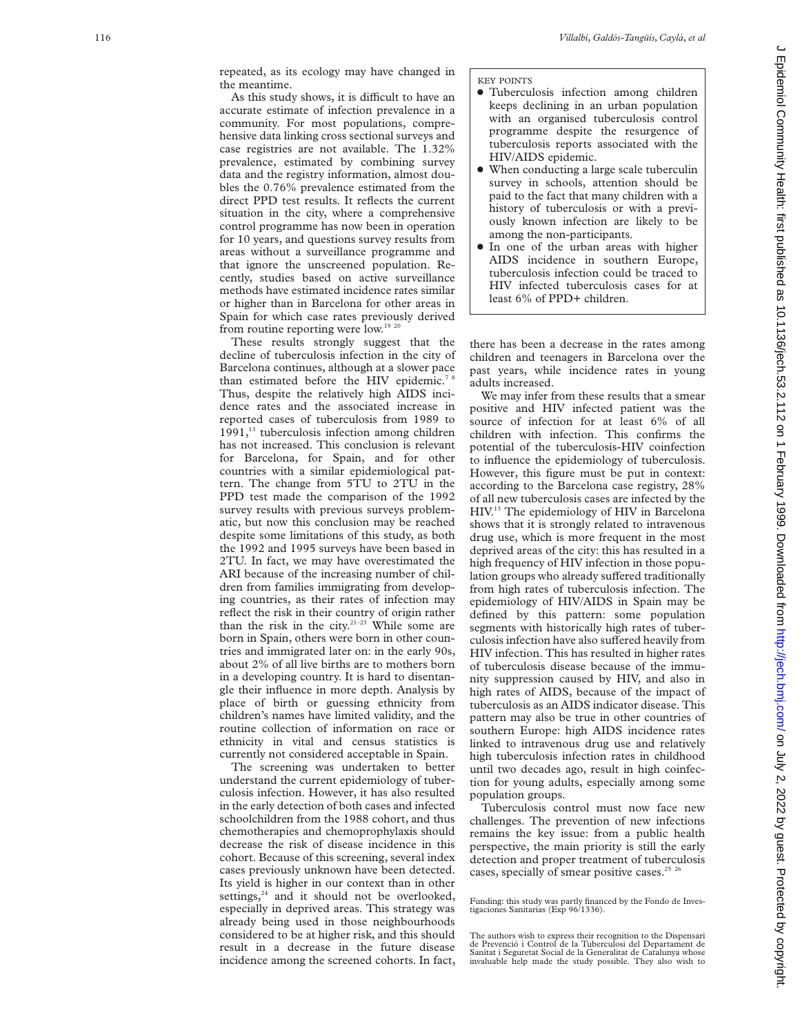repeated, as its ecology may have changed in the meantime.

As this study shows, it is difficult to have an accurate estimate of infection prevalence in a community. For most populations, comprehensive data linking cross sectional surveys and case registries are not available. The 1.32% prevalence, estimated by combining survey data and the registry information, almost doubles the 0.76% prevalence estimated from the direct PPD test results. It reflects the current situation in the city, where a comprehensive control programme has now been in operation for 10 years, and questions survey results from areas without a surveillance programme and that ignore the unscreened population. Recently, studies based on active surveillance methods have estimated incidence rates similar or higher than in Barcelona for other areas in Spain for which case rates previously derived from routine reporting were low.[19 20]

These results strongly suggest that the decline of tuberculosis infection in the city of Barcelona continues, although at a slower pace than estimated before the HIV epidemic.[7 8] Thus, despite the relatively high AIDS incidence rates and the associated increase in reported cases of tuberculosis from 1989 to 1991,[13] tuberculosis infection among children has not increased. This conclusion is relevant for Barcelona, for Spain, and for other countries with a similar epidemiological pattern. The change from 5TU to 2TU in the PPD test made the comparison of the 1992 survey results with previous surveys problematic, but now this conclusion may be reached despite some limitations of this study, as both the 1992 and 1995 surveys have been based in 2TU. In fact, we may have overestimated the ARI because of the increasing number of children from families immigrating from developing countries, as their rates of infection may reflect the risk in their country of origin rather than the risk in the city.[21–23] While some are born in Spain, others were born in other countries and immigrated later on: in the early 90s, about 2% of all live births are to mothers born in a developing country. It is hard to disentangle their influence in more depth. Analysis by place of birth or guessing ethnicity from children's names have limited validity, and the routine collection of information on race or ethnicity in vital and census statistics is currently not considered acceptable in Spain.

The screening was undertaken to better understand the current epidemiology of tuberculosis infection. However, it has also resulted in the early detection of both cases and infected schoolchildren from the 1988 cohort, and thus chemotherapies and chemoprophylaxis should decrease the risk of disease incidence in this cohort. Because of this screening, several index cases previously unknown have been detected. Its yield is higher in our context than in other settings,[24] and it should not be overlooked, especially in deprived areas. This strategy was already being used in those neighbourhoods considered to be at higher risk, and this should result in a decrease in the future disease incidence among the screened cohorts. In fact, there has been a decrease in the rates among children and teenagers in Barcelona over the past years, while incidence rates in young adults increased.

We may infer from these results that a smear positive and HIV infected patient was the source of infection for at least 6% of all children with infection. This confirms the potential of the tuberculosis-HIV coinfection to influence the epidemiology of tuberculosis. However, this figure must be put in context: according to the Barcelona case registry, 28% of all new tuberculosis cases are infected by the HIV.[13] The epidemiology of HIV in Barcelona shows that it is strongly related to intravenous drug use, which is more frequent in the most deprived areas of the city: this has resulted in a high frequency of HIV infection in those population groups who already suffered traditionally from high rates of tuberculosis infection. The epidemiology of HIV/AIDS in Spain may be defined by this pattern: some population segments with historically high rates of tuberculosis infection have also suffered heavily from HIV infection. This has resulted in higher rates of tuberculosis disease because of the immunity suppression caused by HIV, and also in high rates of AIDS, because of the impact of tuberculosis as an AIDS indicator disease. This pattern may also be true in other countries of southern Europe: high AIDS incidence rates linked to intravenous drug use and relatively high tuberculosis infection rates in childhood until two decades ago, result in high coinfection for young adults, especially among some population groups.

Tuberculosis control must now face new challenges. The prevention of new infections remains the key issue: from a public health perspective, the main priority is still the early detection and proper treatment of tuberculosis cases, specially of smear positive cases.[25 26]

KEY POINTS

- Tuberculosis infection among children keeps declining in an urban population with an organised tuberculosis control programme despite the resurgence of tuberculosis reports associated with the HIV/AIDS epidemic.
- When conducting a large scale tuberculin survey in schools, attention should be paid to the fact that many children with a history of tuberculosis or with a previously known infection are likely to be among the non-participants.
- In one of the urban areas with higher AIDS incidence in southern Europe, tuberculosis infection could be traced to HIV infected tuberculosis cases for at least 6% of PPD+ children.

Funding: this study was partly financed by the Fondo de Investigaciones Sanitarias (Exp 96/1336).

The authors wish to express their recognition to the Dispensari de Prevenció i Control de la Tuberculosi del Departament de Sanitat i Seguretat Social de la Generalitat de Catalunya whose invaluable help made the study possible. They also wish to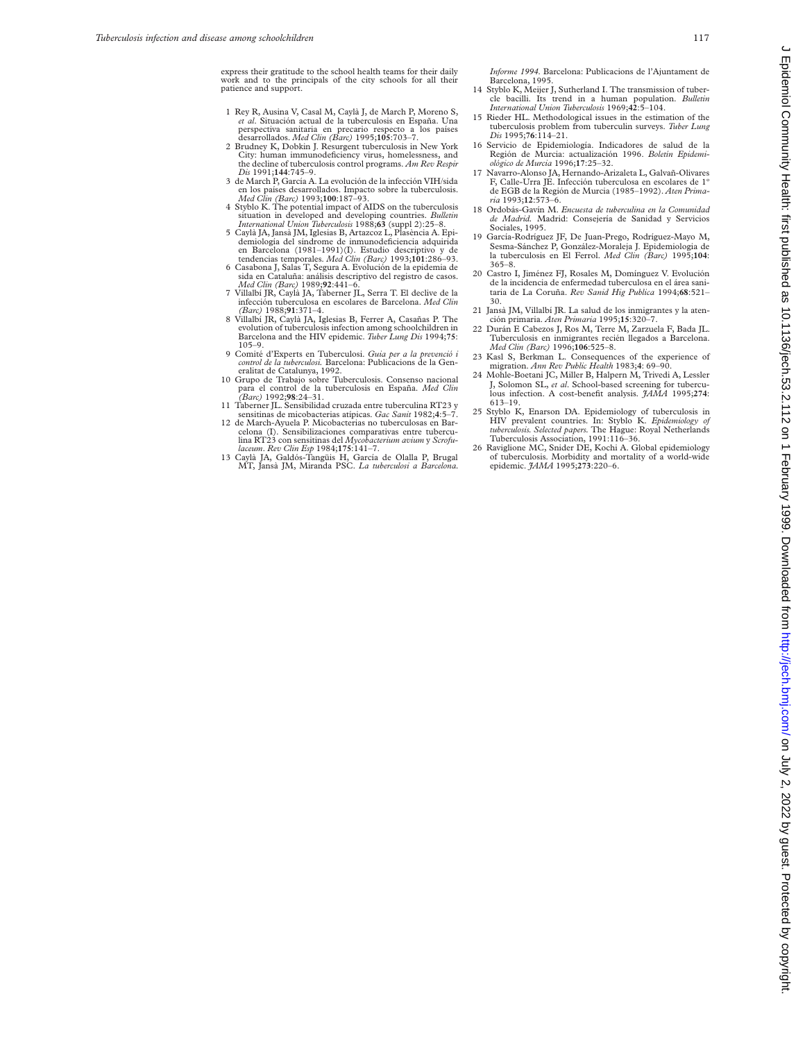express their gratitude to the school health teams for their daily work and to the principals of the city schools for all their patience and support.

1 Rey R, Ausina V, Casal M, Caylà J, de March P, Moreno S, *et al*. Situación actual de la tuberculosis en España. Una perspectiva sanitaria en precario respecto a los países desarrollados. *Med Clin (Barc)* 1995;**105**:703–7.
2 Brudney K, Dobkin J. Resurgent tuberculosis in New York City: human immunodeficiency virus, homelessness, and the decline of tuberculosis control programs. *Am Rev Respir Dis* 1991;**144**:745–9.
3 de March P, García A. La evolución de la infección VIH/sida en los países desarrollados. Impacto sobre la tuberculosis. *Med Clin (Barc)* 1993;**100**:187–93.
4 Styblo K. The potential impact of AIDS on the tuberculosis situation in developed and developing countries. *Bulletin International Union Tuberculosis* 1988;**63** (suppl 2):25–8.
5 Caylà JA, Jansà JM, Iglesias B, Artazcoz L, Plasència A. Epidemiología del síndrome de inmunodeficiencia adquirida en Barcelona (1981–1991)(I). Estudio descriptivo y de tendencias temporales. *Med Clin (Barc)* 1993;**101**:286–93.
6 Casabona J, Salas T, Segura A. Evolución de la epidemia de sida en Cataluña: análisis descriptivo del registro de casos. *Med Clin (Barc)* 1989;**92**:441–6.
7 Villalbí JR, Caylà JA, Taberner JL, Serra T. El declive de la infección tuberculosa en escolares de Barcelona. *Med Clin (Barc)* 1988;**91**:371–4.
8 Villalbí JR, Caylà JA, Iglesias B, Ferrer A, Casañas P. The evolution of tuberculosis infection among schoolchildren in Barcelona and the HIV epidemic. *Tuber Lung Dis* 1994;**75**: 105–9.
9 Comité d'Experts en Tuberculosi. *Guia per a la prevenció i control de la tuberculosi.* Barcelona: Publicacions de la Generalitat de Catalunya, 1992.
10 Grupo de Trabajo sobre Tuberculosis. Consenso nacional para el control de la tuberculosis en España. *Med Clin (Barc)* 1992;**98**:24–31.
11 Taberner JL. Sensibilidad cruzada entre tuberculina RT23 y sensitinas de micobacterias atípicas. *Gac Sanit* 1982;**4**:5–7.
12 de March-Ayuela P. Micobacterias no tuberculosas en Barcelona (I). Sensibilizaciones comparativas entre tuberculina RT23 con sensitinas del *Mycobacterium avium* y *Scrofulaceum*. *Rev Clin Esp* 1984;**175**:141–7.
13 Caylà JA, Galdós-Tangüis H, García de Olalla P, Brugal MT, Jansà JM, Miranda PSC. *La tuberculosi a Barcelona. Informe 1994.* Barcelona: Publicacions de l'Ajuntament de Barcelona, 1995.
14 Styblo K, Meijer J, Sutherland I. The transmission of tubercle bacilli. Its trend in a human population. *Bulletin International Union Tuberculosis* 1969;**42**:5–104.
15 Rieder HL. Methodological issues in the estimation of the tuberculosis problem from tuberculin surveys. *Tuber Lung Dis* 1995;**76**:114–21.
16 Servicio de Epidemiología. Indicadores de salud de la Región de Murcia: actualización 1996. *Boletín Epidemiológico de Murcia* 1996;**17**:25–32.
17 Navarro-Alonso JA, Hernando-Arizaleta L, Galvañ-Olivares F, Calle-Urra JE. Infección tuberculosa en escolares de 1° de EGB de la Región de Murcia (1985–1992). *Aten Primaria* 1993;**12**:573–6.
18 Ordobás-Gavín M. *Encuesta de tuberculina en la Comunidad de Madrid.* Madrid: Consejería de Sanidad y Servicios Sociales, 1995.
19 García-Rodríguez JF, De Juan-Prego, Rodríguez-Mayo M, Sesma-Sánchez P, González-Moraleja J. Epidemiología de la tuberculosis en El Ferrol. *Med Clin (Barc)* 1995;**104**: 365–8.
20 Castro I, Jiménez FJ, Rosales M, Domínguez V. Evolución de la incidencia de enfermedad tuberculosa en el área sanitaria de La Coruña. *Rev Sanid Hig Publica* 1994;**68**:521–30.
21 Jansà JM, Villalbí JR. La salud de los inmigrantes y la atención primaria. *Aten Primaria* 1995;**15**:320–7.
22 Durán E Cabezos J, Ros M, Terre M, Zarzuela F, Bada JL. Tuberculosis en inmigrantes recién llegados a Barcelona. *Med Clin (Barc)* 1996;**106**:525–8.
23 Kasl S, Berkman L. Consequences of the experience of migration. *Ann Rev Public Health* 1983;**4**: 69–90.
24 Mohle-Boetani JC, Miller B, Halpern M, Trivedi A, Lessler J, Solomon SL, *et al*. School-based screening for tuberculous infection. A cost-benefit analysis. *JAMA* 1995;**274**: 613–19.
25 Styblo K, Enarson DA. Epidemiology of tuberculosis in HIV prevalent countries. In: Styblo K. *Epidemiology of tuberculosis. Selected papers.* The Hague: Royal Netherlands Tuberculosis Association, 1991:116–36.
26 Raviglione MC, Snider DE, Kochi A. Global epidemiology of tuberculosis. Morbidity and mortality of a world-wide epidemic. *JAMA* 1995;**273**:220–6.